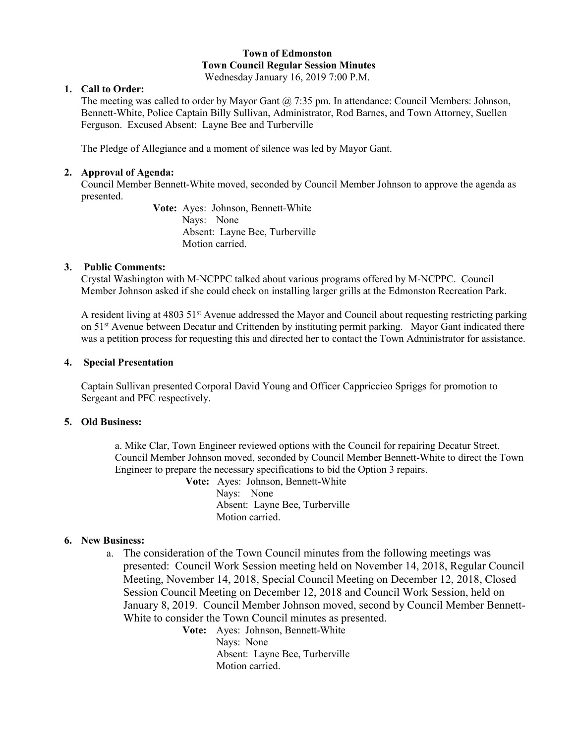**Town of Edmonston**
**Town Council Regular Session Minutes**
Wednesday January 16, 2019 7:00 P.M.

1. **Call to Order:**
   The meeting was called to order by Mayor Gant @ 7:35 pm. In attendance: Council Members: Johnson, Bennett-White, Police Captain Billy Sullivan, Administrator, Rod Barnes, and Town Attorney, Suellen Ferguson. Excused Absent: Layne Bee and Turberville

   The Pledge of Allegiance and a moment of silence was led by Mayor Gant.

2. **Approval of Agenda:**
   Council Member Bennett-White moved, seconded by Council Member Johnson to approve the agenda as presented.

   **Vote:** Ayes: Johnson, Bennett-White
   Nays: None
   Absent: Layne Bee, Turberville
   Motion carried.

3. **Public Comments:**
   Crystal Washington with M-NCPPC talked about various programs offered by M-NCPPC. Council Member Johnson asked if she could check on installing larger grills at the Edmonston Recreation Park.

   A resident living at 4803 51st Avenue addressed the Mayor and Council about requesting restricting parking on 51st Avenue between Decatur and Crittenden by instituting permit parking. Mayor Gant indicated there was a petition process for requesting this and directed her to contact the Town Administrator for assistance.

4. **Special Presentation**

   Captain Sullivan presented Corporal David Young and Officer Cappriccieo Spriggs for promotion to Sergeant and PFC respectively.

5. **Old Business:**

   a. Mike Clar, Town Engineer reviewed options with the Council for repairing Decatur Street. Council Member Johnson moved, seconded by Council Member Bennett-White to direct the Town Engineer to prepare the necessary specifications to bid the Option 3 repairs.

   **Vote:** Ayes: Johnson, Bennett-White
   Nays: None
   Absent: Layne Bee, Turberville
   Motion carried.

6. **New Business:**

   a. The consideration of the Town Council minutes from the following meetings was presented: Council Work Session meeting held on November 14, 2018, Regular Council Meeting, November 14, 2018, Special Council Meeting on December 12, 2018, Closed Session Council Meeting on December 12, 2018 and Council Work Session, held on January 8, 2019. Council Member Johnson moved, second by Council Member Bennett-White to consider the Town Council minutes as presented.

   **Vote:** Ayes: Johnson, Bennett-White
   Nays: None
   Absent: Layne Bee, Turberville
   Motion carried.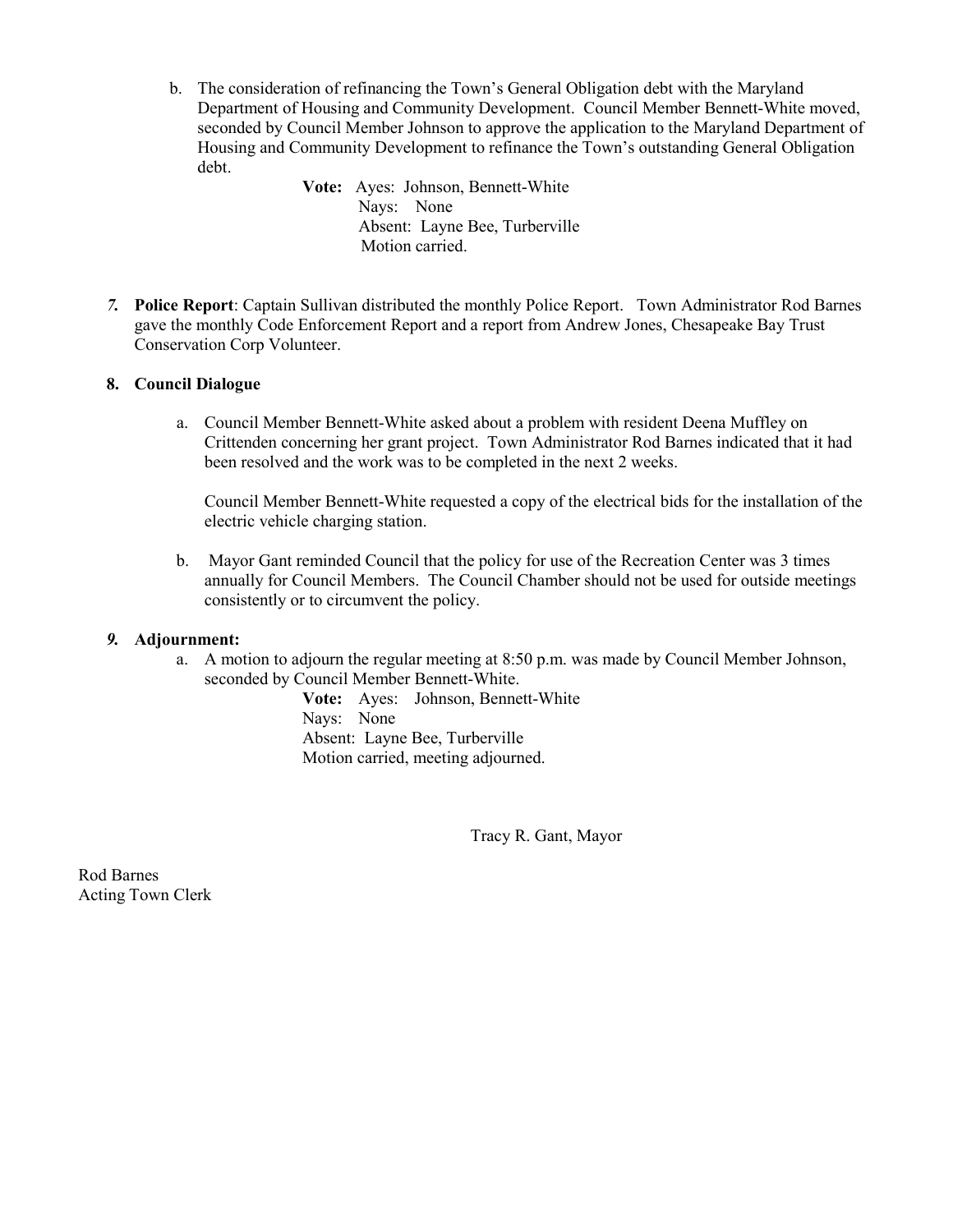b. The consideration of refinancing the Town's General Obligation debt with the Maryland Department of Housing and Community Development. Council Member Bennett-White moved, seconded by Council Member Johnson to approve the application to the Maryland Department of Housing and Community Development to refinance the Town's outstanding General Obligation debt.

**Vote:** Ayes: Johnson, Bennett-White
Nays: None
Absent: Layne Bee, Turberville
Motion carried.

***7.*** **Police Report**: Captain Sullivan distributed the monthly Police Report. Town Administrator Rod Barnes gave the monthly Code Enforcement Report and a report from Andrew Jones, Chesapeake Bay Trust Conservation Corp Volunteer.

**8. Council Dialogue**

a. Council Member Bennett-White asked about a problem with resident Deena Muffley on Crittenden concerning her grant project. Town Administrator Rod Barnes indicated that it had been resolved and the work was to be completed in the next 2 weeks.

Council Member Bennett-White requested a copy of the electrical bids for the installation of the electric vehicle charging station.

b. Mayor Gant reminded Council that the policy for use of the Recreation Center was 3 times annually for Council Members. The Council Chamber should not be used for outside meetings consistently or to circumvent the policy.

***9.*** **Adjournment:**

a. A motion to adjourn the regular meeting at 8:50 p.m. was made by Council Member Johnson, seconded by Council Member Bennett-White.

**Vote:** Ayes: Johnson, Bennett-White
Nays: None
Absent: Layne Bee, Turberville
Motion carried, meeting adjourned.

Tracy R. Gant, Mayor

Rod Barnes
Acting Town Clerk